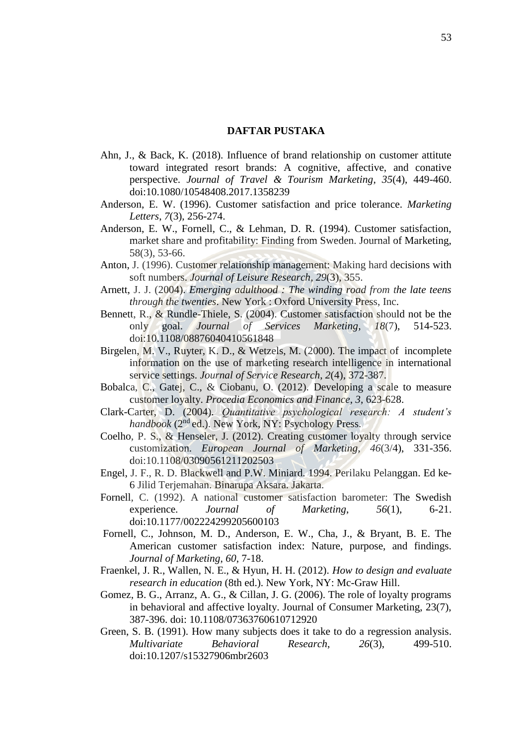# DAFTAR PUSTAKA

Ahn, J., & Back, K. (2018). Influence of brand relationship on customer attitute toward integrated resort brands: A cognitive, affective, and conative perspective. *Journal of Travel & Tourism Marketing*, *35*(4), 449-460. doi:10.1080/10548408.2017.1358239

Anderson, E. W. (1996). Customer satisfaction and price tolerance. *Marketing Letters*, *7*(3), 256-274.

Anderson, E. W., Fornell, C., & Lehman, D. R. (1994). Customer satisfaction, market share and profitability: Finding from Sweden. Journal of Marketing, 58(3), 53-66.

Anton, J. (1996). Customer relationship management: Making hard decisions with soft numbers. *Journal of Leisure Research*, *29*(3), 355.

Arnett, J. J. (2004). *Emerging adulthood : The winding road from the late teens through the twenties*. New York : Oxford University Press, Inc.

Bennett, R., & Rundle-Thiele, S. (2004). Customer satisfaction should not be the only goal. *Journal of Services Marketing*, *18*(7), 514-523. doi:10.1108/08876040410561848

Birgelen, M. V., Ruyter, K. D., & Wetzels, M. (2000). The impact of incomplete information on the use of marketing research intelligence in international service settings. *Journal of Service Research*, *2*(4), 372-387.

Bobalca, C., Gatej, C., & Ciobanu, O. (2012). Developing a scale to measure customer loyalty. *Procedia Economics and Finance*, *3*, 623-628.

Clark-Carter, D. (2004). *Quantitative psychological research: A student's handbook* (2nd ed.). New York, NY: Psychology Press.

Coelho, P. S., & Henseler, J. (2012). Creating customer loyalty through service customization. *European Journal of Marketing*, *46*(3/4), 331-356. doi:10.1108/03090561211202503

Engel, J. F., R. D. Blackwell and P.W. Miniard. 1994. Perilaku Pelanggan. Ed ke-6 Jilid Terjemahan. Binarupa Aksara. Jakarta.

Fornell, C. (1992). A national customer satisfaction barometer: The Swedish experience. *Journal of Marketing*, *56*(1), 6-21. doi:10.1177/002224299205600103

Fornell, C., Johnson, M. D., Anderson, E. W., Cha, J., & Bryant, B. E. The American customer satisfaction index: Nature, purpose, and findings. *Journal of Marketing*, *60*, 7-18.

Fraenkel, J. R., Wallen, N. E., & Hyun, H. H. (2012). *How to design and evaluate research in education* (8th ed.). New York, NY: Mc-Graw Hill.

Gomez, B. G., Arranz, A. G., & Cillan, J. G. (2006). The role of loyalty programs in behavioral and affective loyalty. Journal of Consumer Marketing, 23(7), 387-396. doi: 10.1108/07363760610712920

Green, S. B. (1991). How many subjects does it take to do a regression analysis. *Multivariate Behavioral Research*, *26*(3), 499-510. doi:10.1207/s15327906mbr2603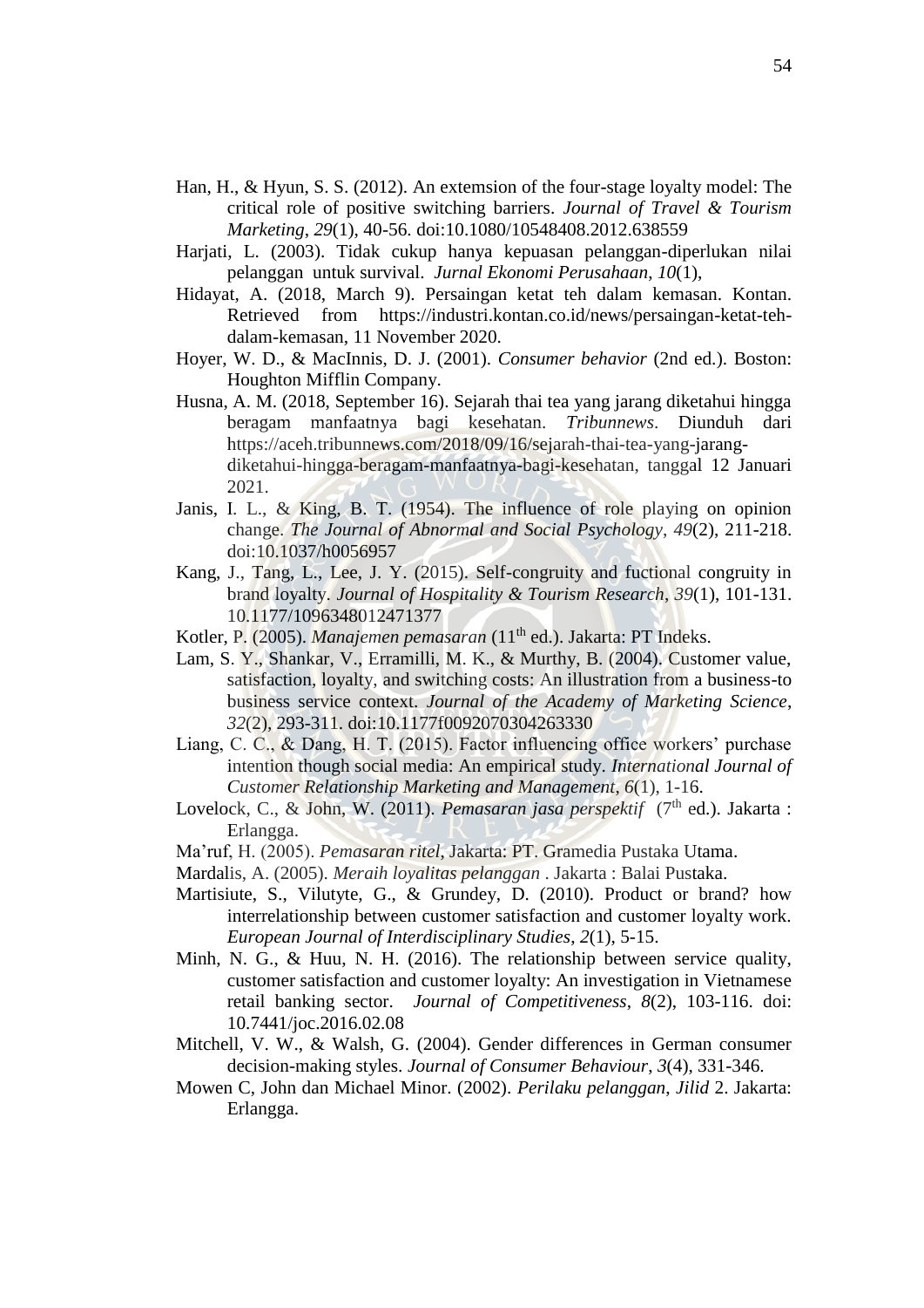Han, H., & Hyun, S. S. (2012). An extemsion of the four-stage loyalty model: The critical role of positive switching barriers. *Journal of Travel & Tourism Marketing*, *29*(1), 40-56. doi:10.1080/10548408.2012.638559

Harjati, L. (2003). Tidak cukup hanya kepuasan pelanggan-diperlukan nilai pelanggan untuk survival. *Jurnal Ekonomi Perusahaan*, *10*(1),

Hidayat, A. (2018, March 9). Persaingan ketat teh dalam kemasan. Kontan. Retrieved from https://industri.kontan.co.id/news/persaingan-ketat-teh-dalam-kemasan, 11 November 2020.

Hoyer, W. D., & MacInnis, D. J. (2001). *Consumer behavior* (2nd ed.). Boston: Houghton Mifflin Company.

Husna, A. M. (2018, September 16). Sejarah thai tea yang jarang diketahui hingga beragam manfaatnya bagi kesehatan. *Tribunnews*. Diunduh dari https://aceh.tribunnews.com/2018/09/16/sejarah-thai-tea-yang-jarang-diketahui-hingga-beragam-manfaatnya-bagi-kesehatan, tanggal 12 Januari 2021.

Janis, I. L., & King, B. T. (1954). The influence of role playing on opinion change. *The Journal of Abnormal and Social Psychology*, *49*(2), 211-218. doi:10.1037/h0056957

Kang, J., Tang, L., Lee, J. Y. (2015). Self-congruity and fuctional congruity in brand loyalty. *Journal of Hospitality & Tourism Research*, *39*(1), 101-131. 10.1177/1096348012471377

Kotler, P. (2005). *Manajemen pemasaran* (11th ed.). Jakarta: PT Indeks.

Lam, S. Y., Shankar, V., Erramilli, M. K., & Murthy, B. (2004). Customer value, satisfaction, loyalty, and switching costs: An illustration from a business-to business service context. *Journal of the Academy of Marketing Science*, *32*(2), 293-311. doi:10.1177f0092070304263330

Liang, C. C., & Dang, H. T. (2015). Factor influencing office workers' purchase intention though social media: An empirical study. *International Journal of Customer Relationship Marketing and Management*, *6*(1), 1-16.

Lovelock, C., & John, W. (2011). *Pemasaran jasa perspektif* (7th ed.). Jakarta : Erlangga.

Ma'ruf, H. (2005). *Pemasaran ritel*, Jakarta: PT. Gramedia Pustaka Utama.

Mardalis, A. (2005). *Meraih loyalitas pelanggan* . Jakarta : Balai Pustaka.

Martisiute, S., Vilutyte, G., & Grundey, D. (2010). Product or brand? how interrelationship between customer satisfaction and customer loyalty work. *European Journal of Interdisciplinary Studies*, *2*(1), 5-15.

Minh, N. G., & Huu, N. H. (2016). The relationship between service quality, customer satisfaction and customer loyalty: An investigation in Vietnamese retail banking sector. *Journal of Competitiveness*, *8*(2), 103-116. doi: 10.7441/joc.2016.02.08

Mitchell, V. W., & Walsh, G. (2004). Gender differences in German consumer decision-making styles. *Journal of Consumer Behaviour*, *3*(4), 331-346.

Mowen C, John dan Michael Minor. (2002). *Perilaku pelanggan*, *Jilid* 2. Jakarta: Erlangga.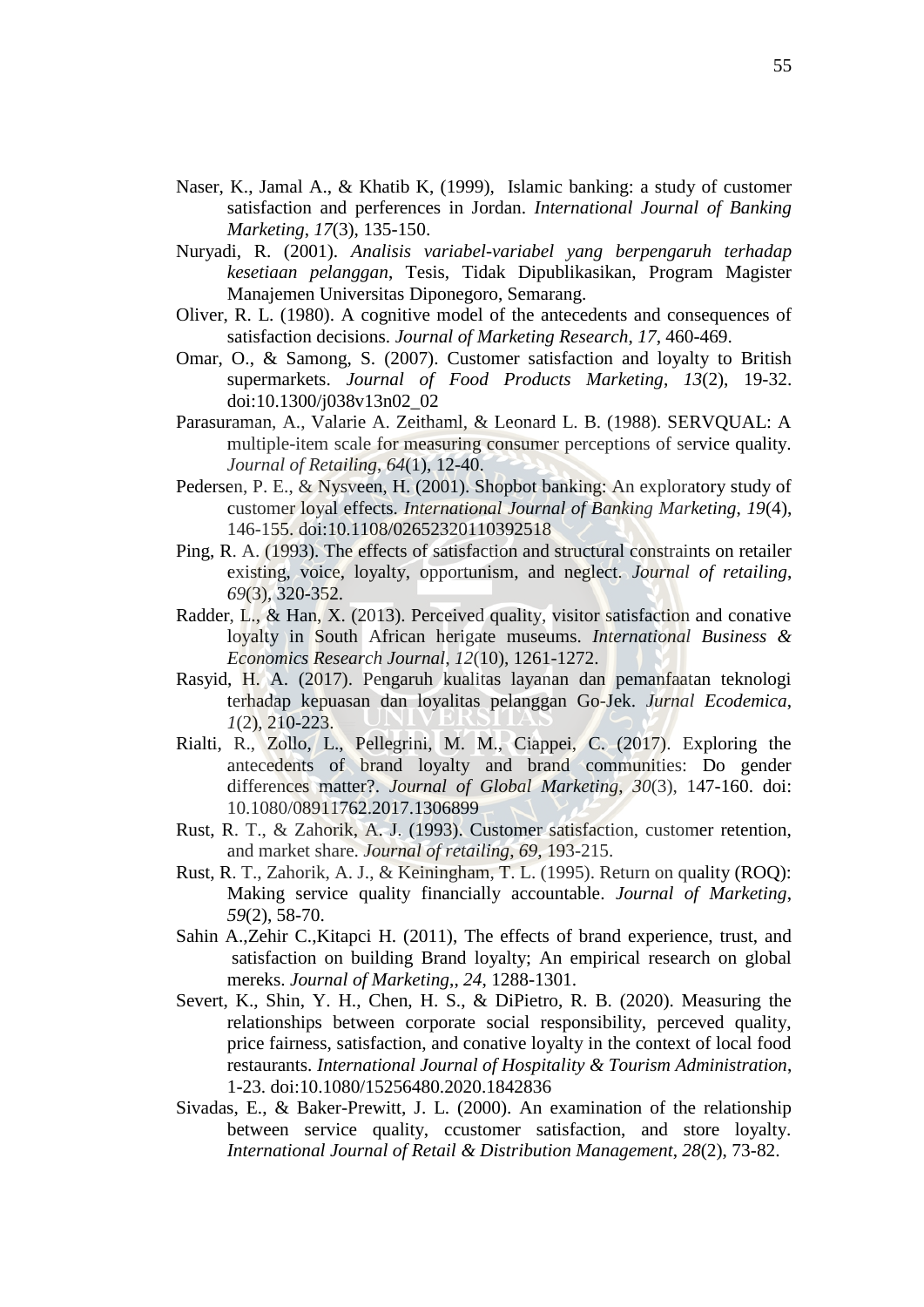Naser, K., Jamal A., & Khatib K, (1999), Islamic banking: a study of customer satisfaction and perferences in Jordan. *International Journal of Banking Marketing*, *17*(3), 135-150.

Nuryadi, R. (2001). *Analisis variabel-variabel yang berpengaruh terhadap kesetiaan pelanggan*, Tesis, Tidak Dipublikasikan, Program Magister Manajemen Universitas Diponegoro, Semarang.

Oliver, R. L. (1980). A cognitive model of the antecedents and consequences of satisfaction decisions. *Journal of Marketing Research*, *17*, 460-469.

Omar, O., & Samong, S. (2007). Customer satisfaction and loyalty to British supermarkets. *Journal of Food Products Marketing*, *13*(2), 19-32. doi:10.1300/j038v13n02_02

Parasuraman, A., Valarie A. Zeithaml, & Leonard L. B. (1988). SERVQUAL: A multiple-item scale for measuring consumer perceptions of service quality. *Journal of Retailing*, *64*(1), 12-40.

Pedersen, P. E., & Nysveen, H. (2001). Shopbot banking: An exploratory study of customer loyal effects. *International Journal of Banking Marketing*, *19*(4), 146-155. doi:10.1108/02652320110392518

Ping, R. A. (1993). The effects of satisfaction and structural constraints on retailer existing, voice, loyalty, opportunism, and neglect. *Journal of retailing*, *69*(3), 320-352.

Radder, L., & Han, X. (2013). Perceived quality, visitor satisfaction and conative loyalty in South African herigate museums. *International Business & Economics Research Journal*, *12*(10), 1261-1272.

Rasyid, H. A. (2017). Pengaruh kualitas layanan dan pemanfaatan teknologi terhadap kepuasan dan loyalitas pelanggan Go-Jek. *Jurnal Ecodemica*, *1*(2), 210-223.

Rialti, R., Zollo, L., Pellegrini, M. M., Ciappei, C. (2017). Exploring the antecedents of brand loyalty and brand communities: Do gender differences matter?. *Journal of Global Marketing*, *30*(3), 147-160. doi: 10.1080/08911762.2017.1306899

Rust, R. T., & Zahorik, A. J. (1993). Customer satisfaction, customer retention, and market share. *Journal of retailing*, *69*, 193-215.

Rust, R. T., Zahorik, A. J., & Keiningham, T. L. (1995). Return on quality (ROQ): Making service quality financially accountable. *Journal of Marketing*, *59*(2), 58-70.

Sahin A.,Zehir C.,Kitapci H. (2011), The effects of brand experience, trust, and satisfaction on building Brand loyalty; An empirical research on global mereks. *Journal of Marketing*,, *24*, 1288-1301.

Severt, K., Shin, Y. H., Chen, H. S., & DiPietro, R. B. (2020). Measuring the relationships between corporate social responsibility, perceved quality, price fairness, satisfaction, and conative loyalty in the context of local food restaurants. *International Journal of Hospitality & Tourism Administration*, 1-23. doi:10.1080/15256480.2020.1842836

Sivadas, E., & Baker-Prewitt, J. L. (2000). An examination of the relationship between service quality, ccustomer satisfaction, and store loyalty. *International Journal of Retail & Distribution Management*, *28*(2), 73-82.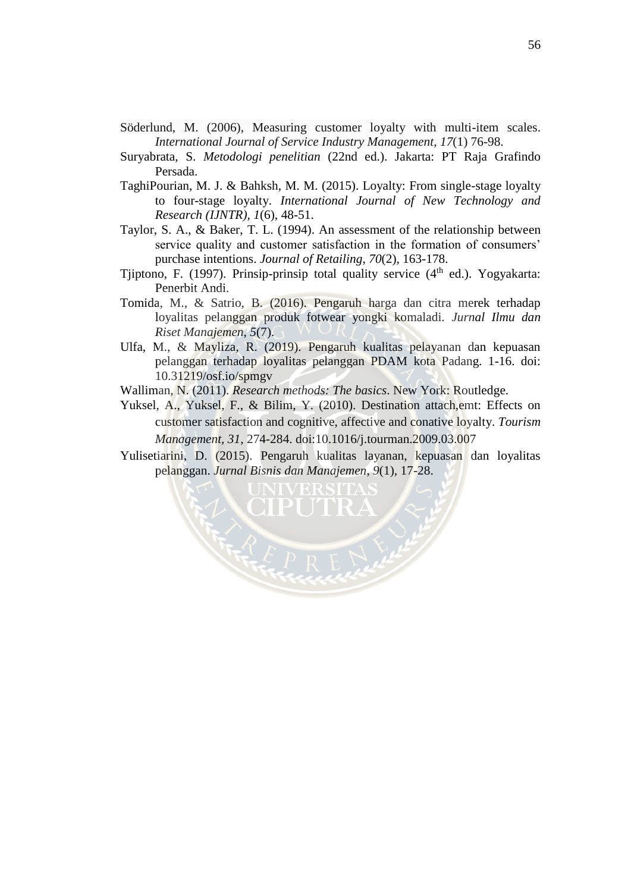Söderlund, M. (2006), Measuring customer loyalty with multi-item scales. *International Journal of Service Industry Management*, *17*(1) 76-98.

Suryabrata, S. *Metodologi penelitian* (22nd ed.). Jakarta: PT Raja Grafindo Persada.

TaghiPourian, M. J. & Bahksh, M. M. (2015). Loyalty: From single-stage loyalty to four-stage loyalty. *International Journal of New Technology and Research (IJNTR)*, *1*(6), 48-51.

Taylor, S. A., & Baker, T. L. (1994). An assessment of the relationship between service quality and customer satisfaction in the formation of consumers' purchase intentions. *Journal of Retailing*, *70*(2), 163-178.

Tjiptono, F. (1997). Prinsip-prinsip total quality service (4th ed.). Yogyakarta: Penerbit Andi.

Tomida, M., & Satrio, B. (2016). Pengaruh harga dan citra merek terhadap loyalitas pelanggan produk fotwear yongki komaladi. *Jurnal Ilmu dan Riset Manajemen*, *5*(7).

Ulfa, M., & Mayliza, R. (2019). Pengaruh kualitas pelayanan dan kepuasan pelanggan terhadap loyalitas pelanggan PDAM kota Padang. 1-16. doi: 10.31219/osf.io/spmgv

Walliman, N. (2011). *Research methods: The basics*. New York: Routledge.

Yuksel, A., Yuksel, F., & Bilim, Y. (2010). Destination attach,emt: Effects on customer satisfaction and cognitive, affective and conative loyalty. *Tourism Management*, *31*, 274-284. doi:10.1016/j.tourman.2009.03.007

Yulisetiarini, D. (2015). Pengaruh kualitas layanan, kepuasan dan loyalitas pelanggan. *Jurnal Bisnis dan Manajemen*, *9*(1), 17-28.